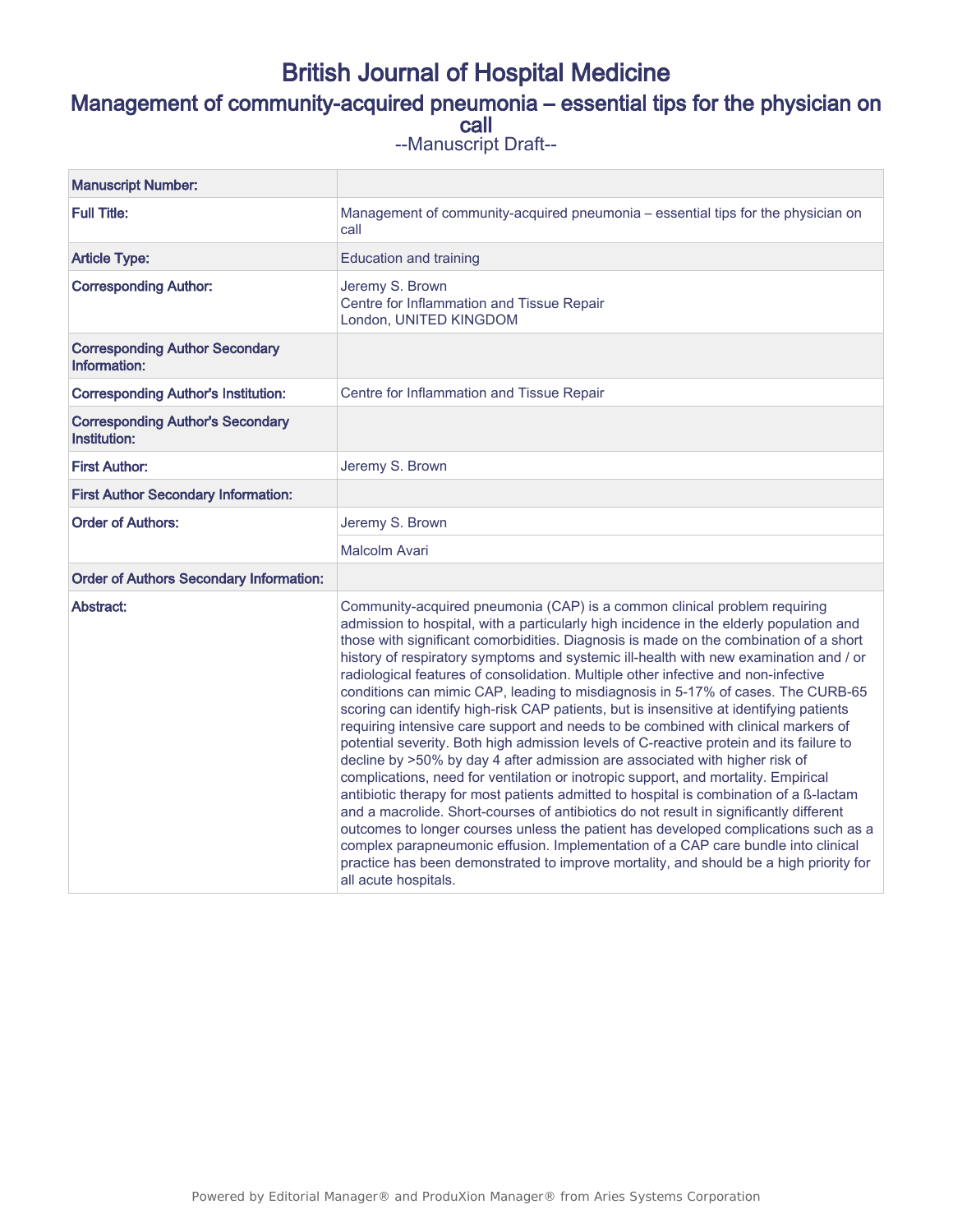# British Journal of Hospital Medicine

## Management of community-acquired pneumonia – essential tips for the physician on call

--Manuscript Draft--

| | |
|---|---|
| **Manuscript Number:** | |
| **Full Title:** | Management of community-acquired pneumonia – essential tips for the physician on call |
| **Article Type:** | Education and training |
| **Corresponding Author:** | Jeremy S. Brown<br>Centre for Inflammation and Tissue Repair<br>London, UNITED KINGDOM |
| **Corresponding Author Secondary Information:** | |
| **Corresponding Author's Institution:** | Centre for Inflammation and Tissue Repair |
| **Corresponding Author's Secondary Institution:** | |
| **First Author:** | Jeremy S. Brown |
| **First Author Secondary Information:** | |
| **Order of Authors:** | Jeremy S. Brown |
| | Malcolm Avari |
| **Order of Authors Secondary Information:** | |
| **Abstract:** | Community-acquired pneumonia (CAP) is a common clinical problem requiring admission to hospital, with a particularly high incidence in the elderly population and those with significant comorbidities. Diagnosis is made on the combination of a short history of respiratory symptoms and systemic ill-health with new examination and / or radiological features of consolidation. Multiple other infective and non-infective conditions can mimic CAP, leading to misdiagnosis in 5-17% of cases. The CURB-65 scoring can identify high-risk CAP patients, but is insensitive at identifying patients requiring intensive care support and needs to be combined with clinical markers of potential severity. Both high admission levels of C-reactive protein and its failure to decline by >50% by day 4 after admission are associated with higher risk of complications, need for ventilation or inotropic support, and mortality. Empirical antibiotic therapy for most patients admitted to hospital is combination of a ß-lactam and a macrolide. Short-courses of antibiotics do not result in significantly different outcomes to longer courses unless the patient has developed complications such as a complex parapneumonic effusion. Implementation of a CAP care bundle into clinical practice has been demonstrated to improve mortality, and should be a high priority for all acute hospitals. |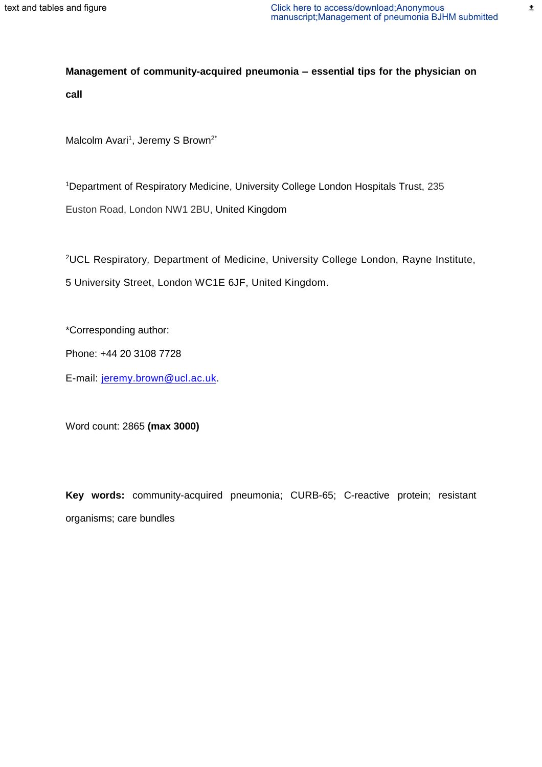**Management of community-acquired pneumonia – essential tips for the physician on call**

Malcolm Avari[1], Jeremy S Brown[2*]

[1]Department of Respiratory Medicine, University College London Hospitals Trust, 235 Euston Road, London NW1 2BU, United Kingdom

[2]UCL Respiratory, Department of Medicine, University College London, Rayne Institute, 5 University Street, London WC1E 6JF, United Kingdom.

*Corresponding author:

Phone: +44 20 3108 7728

E-mail: jeremy.brown@ucl.ac.uk.

Word count: 2865 **(max 3000)**

**Key words:** community-acquired pneumonia; CURB-65; C-reactive protein; resistant organisms; care bundles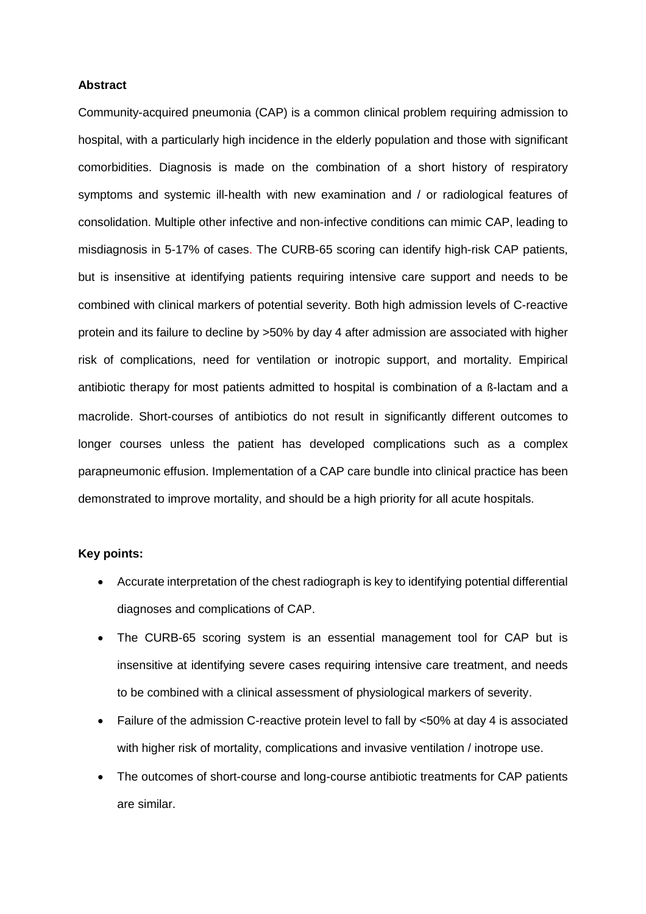**Abstract**

Community-acquired pneumonia (CAP) is a common clinical problem requiring admission to hospital, with a particularly high incidence in the elderly population and those with significant comorbidities. Diagnosis is made on the combination of a short history of respiratory symptoms and systemic ill-health with new examination and / or radiological features of consolidation. Multiple other infective and non-infective conditions can mimic CAP, leading to misdiagnosis in 5-17% of cases. The CURB-65 scoring can identify high-risk CAP patients, but is insensitive at identifying patients requiring intensive care support and needs to be combined with clinical markers of potential severity. Both high admission levels of C-reactive protein and its failure to decline by >50% by day 4 after admission are associated with higher risk of complications, need for ventilation or inotropic support, and mortality. Empirical antibiotic therapy for most patients admitted to hospital is combination of a ß-lactam and a macrolide. Short-courses of antibiotics do not result in significantly different outcomes to longer courses unless the patient has developed complications such as a complex parapneumonic effusion. Implementation of a CAP care bundle into clinical practice has been demonstrated to improve mortality, and should be a high priority for all acute hospitals.

**Key points:**

- Accurate interpretation of the chest radiograph is key to identifying potential differential diagnoses and complications of CAP.
- The CURB-65 scoring system is an essential management tool for CAP but is insensitive at identifying severe cases requiring intensive care treatment, and needs to be combined with a clinical assessment of physiological markers of severity.
- Failure of the admission C-reactive protein level to fall by <50% at day 4 is associated with higher risk of mortality, complications and invasive ventilation / inotrope use.
- The outcomes of short-course and long-course antibiotic treatments for CAP patients are similar.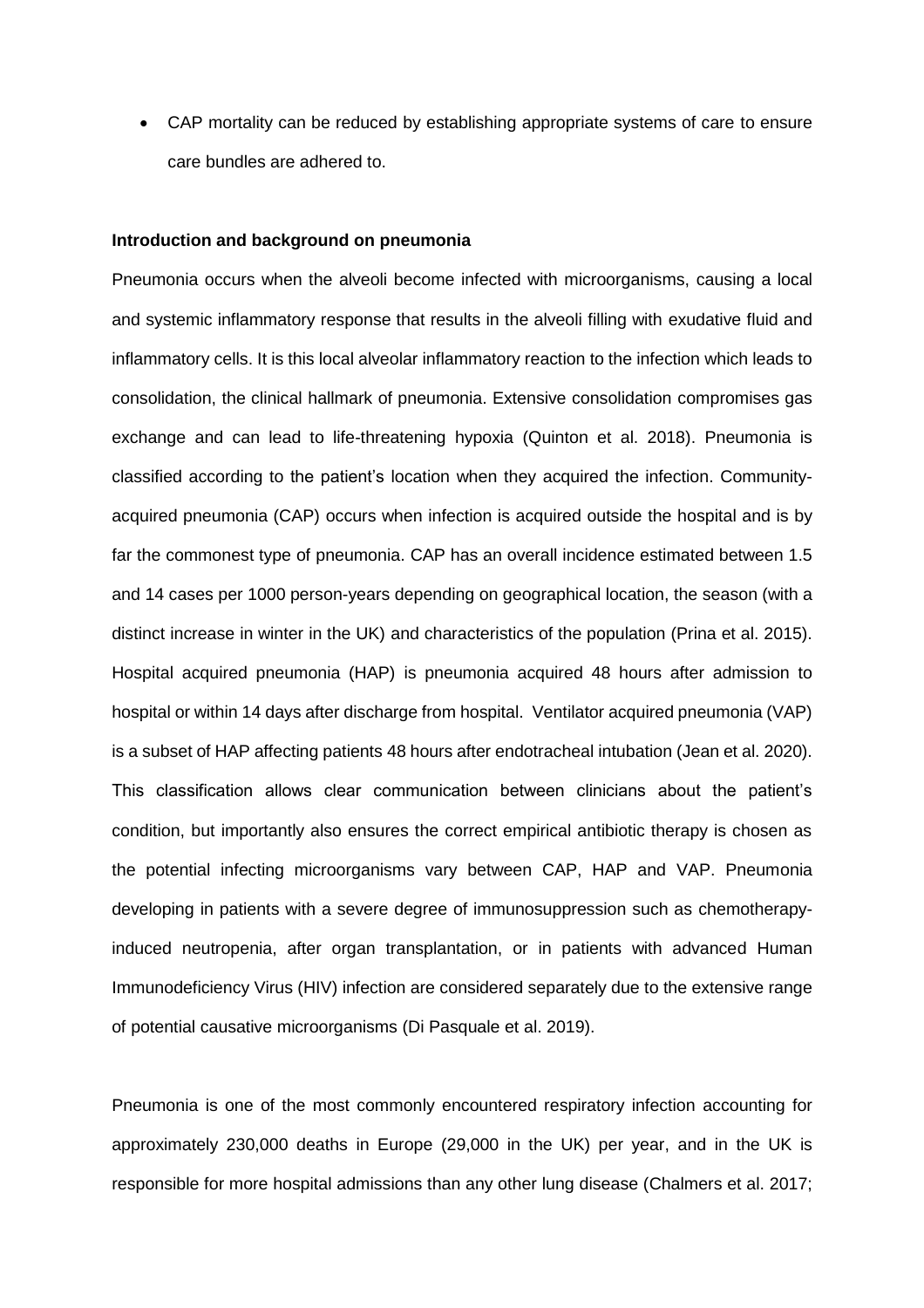- CAP mortality can be reduced by establishing appropriate systems of care to ensure care bundles are adhered to.

**Introduction and background on pneumonia**

Pneumonia occurs when the alveoli become infected with microorganisms, causing a local and systemic inflammatory response that results in the alveoli filling with exudative fluid and inflammatory cells. It is this local alveolar inflammatory reaction to the infection which leads to consolidation, the clinical hallmark of pneumonia. Extensive consolidation compromises gas exchange and can lead to life-threatening hypoxia (Quinton et al. 2018). Pneumonia is classified according to the patient's location when they acquired the infection. Community-acquired pneumonia (CAP) occurs when infection is acquired outside the hospital and is by far the commonest type of pneumonia. CAP has an overall incidence estimated between 1.5 and 14 cases per 1000 person-years depending on geographical location, the season (with a distinct increase in winter in the UK) and characteristics of the population (Prina et al. 2015). Hospital acquired pneumonia (HAP) is pneumonia acquired 48 hours after admission to hospital or within 14 days after discharge from hospital. Ventilator acquired pneumonia (VAP) is a subset of HAP affecting patients 48 hours after endotracheal intubation (Jean et al. 2020). This classification allows clear communication between clinicians about the patient's condition, but importantly also ensures the correct empirical antibiotic therapy is chosen as the potential infecting microorganisms vary between CAP, HAP and VAP. Pneumonia developing in patients with a severe degree of immunosuppression such as chemotherapy-induced neutropenia, after organ transplantation, or in patients with advanced Human Immunodeficiency Virus (HIV) infection are considered separately due to the extensive range of potential causative microorganisms (Di Pasquale et al. 2019).

Pneumonia is one of the most commonly encountered respiratory infection accounting for approximately 230,000 deaths in Europe (29,000 in the UK) per year, and in the UK is responsible for more hospital admissions than any other lung disease (Chalmers et al. 2017;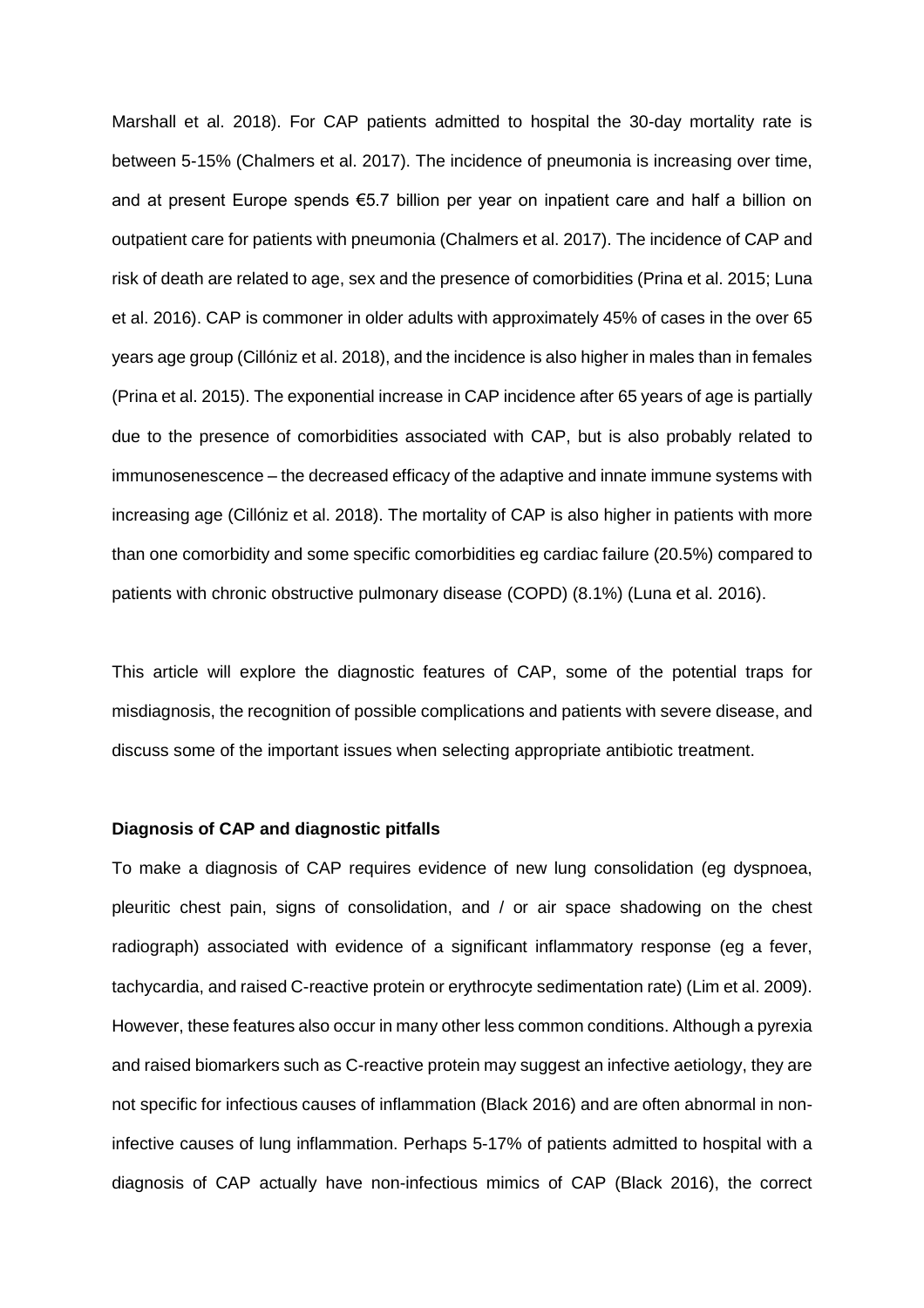Marshall et al. 2018). For CAP patients admitted to hospital the 30-day mortality rate is between 5-15% (Chalmers et al. 2017). The incidence of pneumonia is increasing over time, and at present Europe spends €5.7 billion per year on inpatient care and half a billion on outpatient care for patients with pneumonia (Chalmers et al. 2017). The incidence of CAP and risk of death are related to age, sex and the presence of comorbidities (Prina et al. 2015; Luna et al. 2016). CAP is commoner in older adults with approximately 45% of cases in the over 65 years age group (Cillóniz et al. 2018), and the incidence is also higher in males than in females (Prina et al. 2015). The exponential increase in CAP incidence after 65 years of age is partially due to the presence of comorbidities associated with CAP, but is also probably related to immunosenescence – the decreased efficacy of the adaptive and innate immune systems with increasing age (Cillóniz et al. 2018). The mortality of CAP is also higher in patients with more than one comorbidity and some specific comorbidities eg cardiac failure (20.5%) compared to patients with chronic obstructive pulmonary disease (COPD) (8.1%) (Luna et al. 2016).

This article will explore the diagnostic features of CAP, some of the potential traps for misdiagnosis, the recognition of possible complications and patients with severe disease, and discuss some of the important issues when selecting appropriate antibiotic treatment.

**Diagnosis of CAP and diagnostic pitfalls**

To make a diagnosis of CAP requires evidence of new lung consolidation (eg dyspnoea, pleuritic chest pain, signs of consolidation, and / or air space shadowing on the chest radiograph) associated with evidence of a significant inflammatory response (eg a fever, tachycardia, and raised C-reactive protein or erythrocyte sedimentation rate) (Lim et al. 2009). However, these features also occur in many other less common conditions. Although a pyrexia and raised biomarkers such as C-reactive protein may suggest an infective aetiology, they are not specific for infectious causes of inflammation (Black 2016) and are often abnormal in non-infective causes of lung inflammation. Perhaps 5-17% of patients admitted to hospital with a diagnosis of CAP actually have non-infectious mimics of CAP (Black 2016), the correct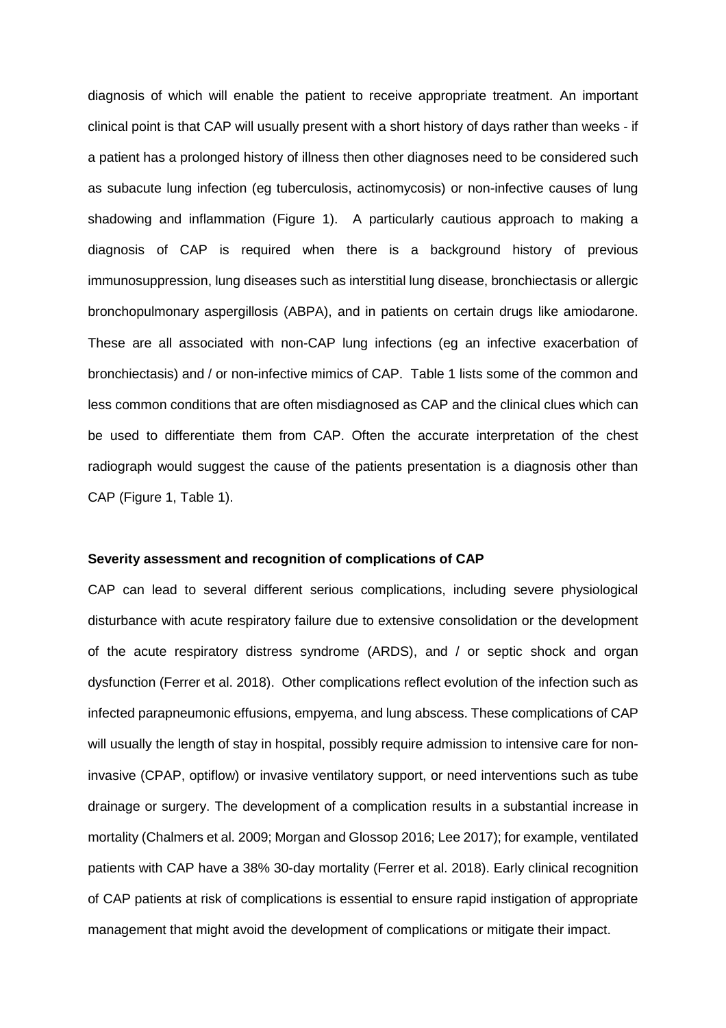diagnosis of which will enable the patient to receive appropriate treatment. An important clinical point is that CAP will usually present with a short history of days rather than weeks - if a patient has a prolonged history of illness then other diagnoses need to be considered such as subacute lung infection (eg tuberculosis, actinomycosis) or non-infective causes of lung shadowing and inflammation (Figure 1). A particularly cautious approach to making a diagnosis of CAP is required when there is a background history of previous immunosuppression, lung diseases such as interstitial lung disease, bronchiectasis or allergic bronchopulmonary aspergillosis (ABPA), and in patients on certain drugs like amiodarone. These are all associated with non-CAP lung infections (eg an infective exacerbation of bronchiectasis) and / or non-infective mimics of CAP. Table 1 lists some of the common and less common conditions that are often misdiagnosed as CAP and the clinical clues which can be used to differentiate them from CAP. Often the accurate interpretation of the chest radiograph would suggest the cause of the patients presentation is a diagnosis other than CAP (Figure 1, Table 1).

**Severity assessment and recognition of complications of CAP**

CAP can lead to several different serious complications, including severe physiological disturbance with acute respiratory failure due to extensive consolidation or the development of the acute respiratory distress syndrome (ARDS), and / or septic shock and organ dysfunction (Ferrer et al. 2018). Other complications reflect evolution of the infection such as infected parapneumonic effusions, empyema, and lung abscess. These complications of CAP will usually the length of stay in hospital, possibly require admission to intensive care for non-invasive (CPAP, optiflow) or invasive ventilatory support, or need interventions such as tube drainage or surgery. The development of a complication results in a substantial increase in mortality (Chalmers et al. 2009; Morgan and Glossop 2016; Lee 2017); for example, ventilated patients with CAP have a 38% 30-day mortality (Ferrer et al. 2018). Early clinical recognition of CAP patients at risk of complications is essential to ensure rapid instigation of appropriate management that might avoid the development of complications or mitigate their impact.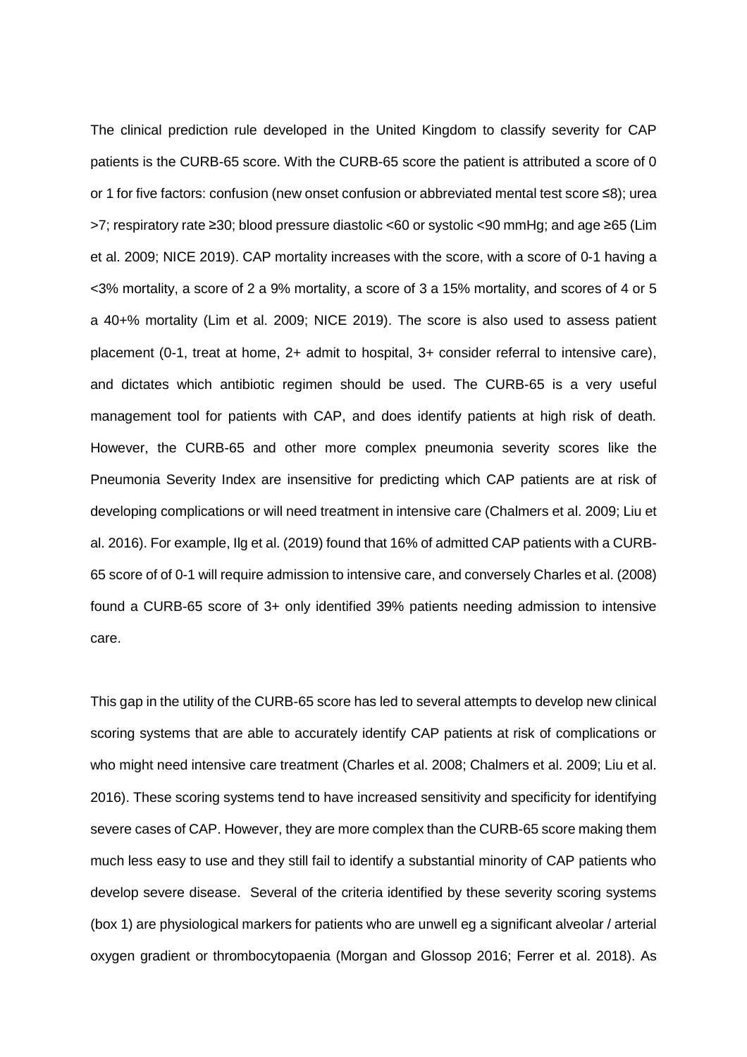The clinical prediction rule developed in the United Kingdom to classify severity for CAP patients is the CURB-65 score. With the CURB-65 score the patient is attributed a score of 0 or 1 for five factors: confusion (new onset confusion or abbreviated mental test score ≤8); urea >7; respiratory rate ≥30; blood pressure diastolic <60 or systolic <90 mmHg; and age ≥65 (Lim et al. 2009; NICE 2019). CAP mortality increases with the score, with a score of 0-1 having a <3% mortality, a score of 2 a 9% mortality, a score of 3 a 15% mortality, and scores of 4 or 5 a 40+% mortality (Lim et al. 2009; NICE 2019). The score is also used to assess patient placement (0-1, treat at home, 2+ admit to hospital, 3+ consider referral to intensive care), and dictates which antibiotic regimen should be used. The CURB-65 is a very useful management tool for patients with CAP, and does identify patients at high risk of death. However, the CURB-65 and other more complex pneumonia severity scores like the Pneumonia Severity Index are insensitive for predicting which CAP patients are at risk of developing complications or will need treatment in intensive care (Chalmers et al. 2009; Liu et al. 2016). For example, Ilg et al. (2019) found that 16% of admitted CAP patients with a CURB-65 score of of 0-1 will require admission to intensive care, and conversely Charles et al. (2008) found a CURB-65 score of 3+ only identified 39% patients needing admission to intensive care.

This gap in the utility of the CURB-65 score has led to several attempts to develop new clinical scoring systems that are able to accurately identify CAP patients at risk of complications or who might need intensive care treatment (Charles et al. 2008; Chalmers et al. 2009; Liu et al. 2016). These scoring systems tend to have increased sensitivity and specificity for identifying severe cases of CAP. However, they are more complex than the CURB-65 score making them much less easy to use and they still fail to identify a substantial minority of CAP patients who develop severe disease. Several of the criteria identified by these severity scoring systems (box 1) are physiological markers for patients who are unwell eg a significant alveolar / arterial oxygen gradient or thrombocytopaenia (Morgan and Glossop 2016; Ferrer et al. 2018). As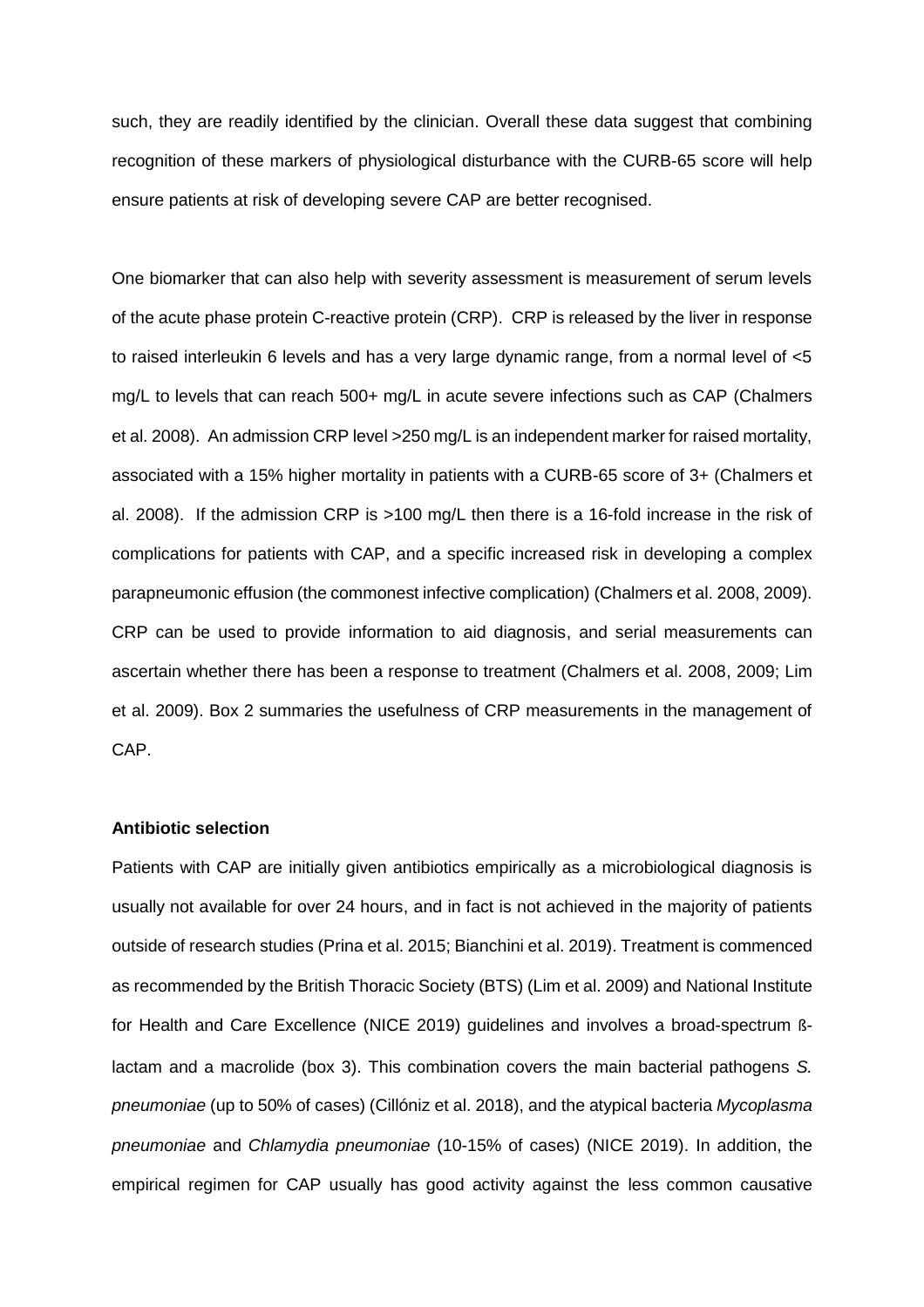such, they are readily identified by the clinician. Overall these data suggest that combining recognition of these markers of physiological disturbance with the CURB-65 score will help ensure patients at risk of developing severe CAP are better recognised.

One biomarker that can also help with severity assessment is measurement of serum levels of the acute phase protein C-reactive protein (CRP). CRP is released by the liver in response to raised interleukin 6 levels and has a very large dynamic range, from a normal level of <5 mg/L to levels that can reach 500+ mg/L in acute severe infections such as CAP (Chalmers et al. 2008). An admission CRP level >250 mg/L is an independent marker for raised mortality, associated with a 15% higher mortality in patients with a CURB-65 score of 3+ (Chalmers et al. 2008). If the admission CRP is >100 mg/L then there is a 16-fold increase in the risk of complications for patients with CAP, and a specific increased risk in developing a complex parapneumonic effusion (the commonest infective complication) (Chalmers et al. 2008, 2009). CRP can be used to provide information to aid diagnosis, and serial measurements can ascertain whether there has been a response to treatment (Chalmers et al. 2008, 2009; Lim et al. 2009). Box 2 summaries the usefulness of CRP measurements in the management of CAP.

**Antibiotic selection**

Patients with CAP are initially given antibiotics empirically as a microbiological diagnosis is usually not available for over 24 hours, and in fact is not achieved in the majority of patients outside of research studies (Prina et al. 2015; Bianchini et al. 2019). Treatment is commenced as recommended by the British Thoracic Society (BTS) (Lim et al. 2009) and National Institute for Health and Care Excellence (NICE 2019) guidelines and involves a broad-spectrum ß-lactam and a macrolide (box 3). This combination covers the main bacterial pathogens *S. pneumoniae* (up to 50% of cases) (Cillóniz et al. 2018), and the atypical bacteria *Mycoplasma pneumoniae* and *Chlamydia pneumoniae* (10-15% of cases) (NICE 2019). In addition, the empirical regimen for CAP usually has good activity against the less common causative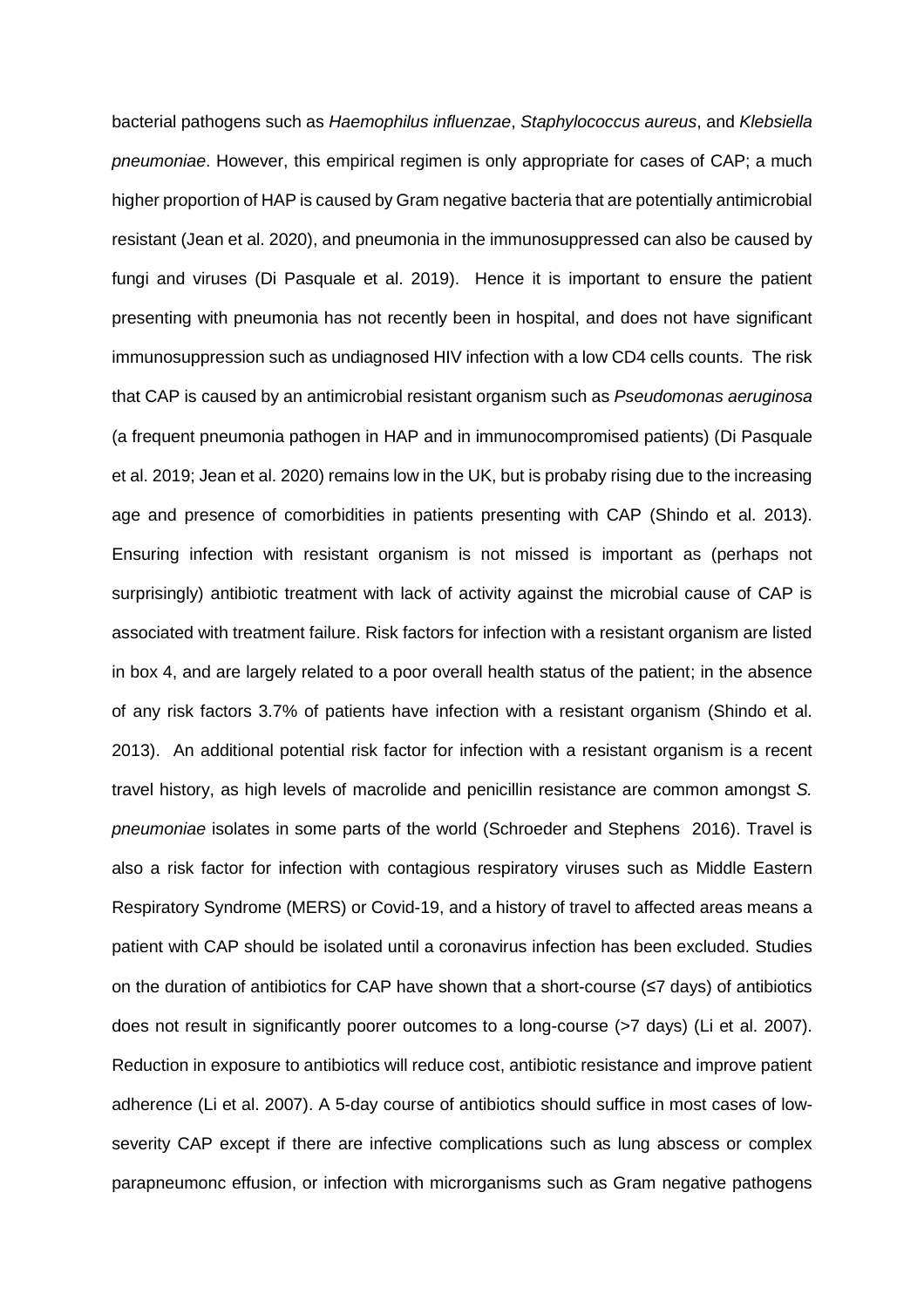bacterial pathogens such as *Haemophilus influenzae*, *Staphylococcus aureus*, and *Klebsiella pneumoniae*. However, this empirical regimen is only appropriate for cases of CAP; a much higher proportion of HAP is caused by Gram negative bacteria that are potentially antimicrobial resistant (Jean et al. 2020), and pneumonia in the immunosuppressed can also be caused by fungi and viruses (Di Pasquale et al. 2019). Hence it is important to ensure the patient presenting with pneumonia has not recently been in hospital, and does not have significant immunosuppression such as undiagnosed HIV infection with a low CD4 cells counts. The risk that CAP is caused by an antimicrobial resistant organism such as *Pseudomonas aeruginosa* (a frequent pneumonia pathogen in HAP and in immunocompromised patients) (Di Pasquale et al. 2019; Jean et al. 2020) remains low in the UK, but is probaby rising due to the increasing age and presence of comorbidities in patients presenting with CAP (Shindo et al. 2013). Ensuring infection with resistant organism is not missed is important as (perhaps not surprisingly) antibiotic treatment with lack of activity against the microbial cause of CAP is associated with treatment failure. Risk factors for infection with a resistant organism are listed in box 4, and are largely related to a poor overall health status of the patient; in the absence of any risk factors 3.7% of patients have infection with a resistant organism (Shindo et al. 2013). An additional potential risk factor for infection with a resistant organism is a recent travel history, as high levels of macrolide and penicillin resistance are common amongst *S. pneumoniae* isolates in some parts of the world (Schroeder and Stephens 2016). Travel is also a risk factor for infection with contagious respiratory viruses such as Middle Eastern Respiratory Syndrome (MERS) or Covid-19, and a history of travel to affected areas means a patient with CAP should be isolated until a coronavirus infection has been excluded. Studies on the duration of antibiotics for CAP have shown that a short-course (≤7 days) of antibiotics does not result in significantly poorer outcomes to a long-course (>7 days) (Li et al. 2007). Reduction in exposure to antibiotics will reduce cost, antibiotic resistance and improve patient adherence (Li et al. 2007). A 5-day course of antibiotics should suffice in most cases of low-severity CAP except if there are infective complications such as lung abscess or complex parapneumonc effusion, or infection with microrganisms such as Gram negative pathogens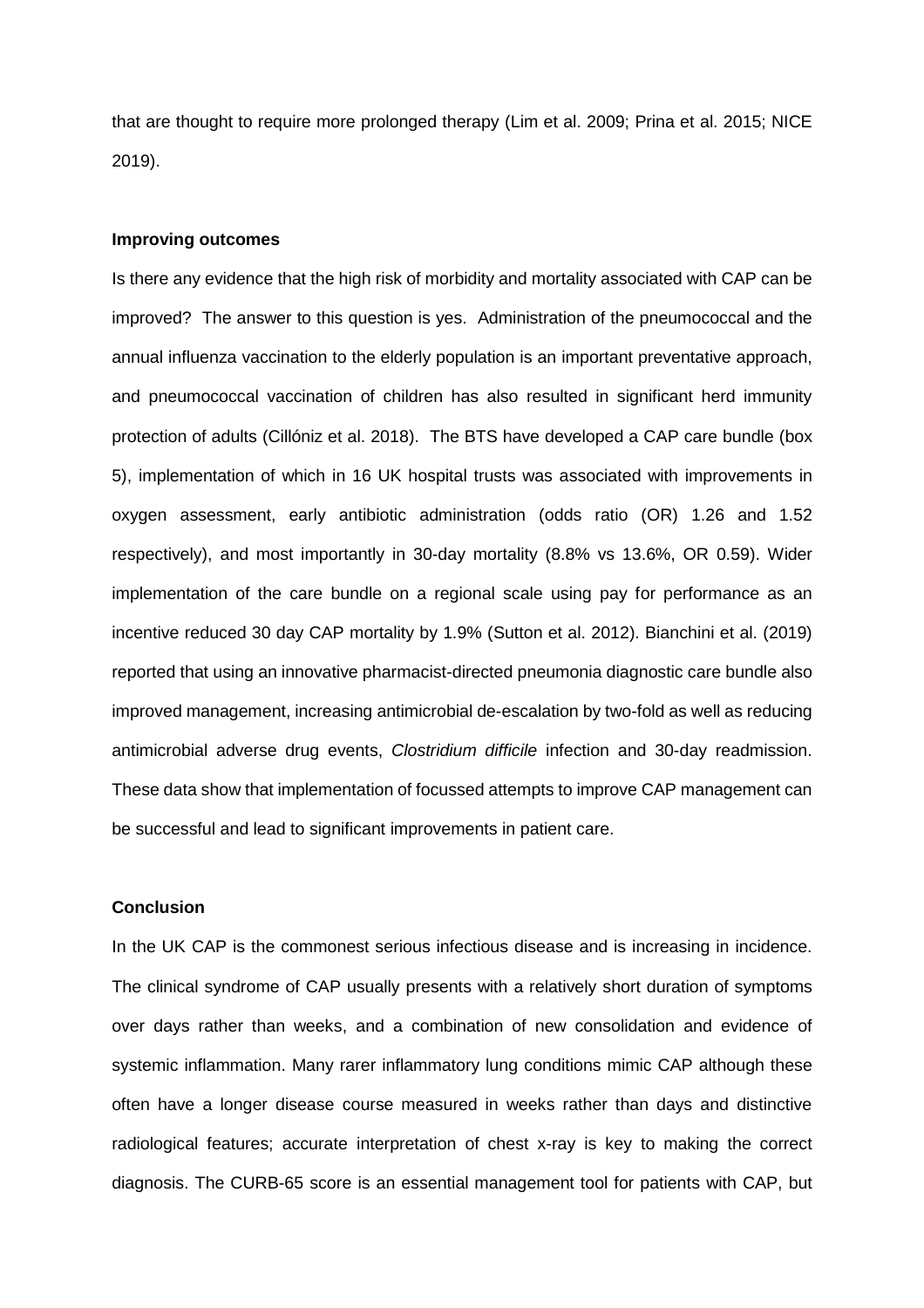that are thought to require more prolonged therapy (Lim et al. 2009; Prina et al. 2015; NICE 2019).

**Improving outcomes**

Is there any evidence that the high risk of morbidity and mortality associated with CAP can be improved? The answer to this question is yes. Administration of the pneumococcal and the annual influenza vaccination to the elderly population is an important preventative approach, and pneumococcal vaccination of children has also resulted in significant herd immunity protection of adults (Cillóniz et al. 2018). The BTS have developed a CAP care bundle (box 5), implementation of which in 16 UK hospital trusts was associated with improvements in oxygen assessment, early antibiotic administration (odds ratio (OR) 1.26 and 1.52 respectively), and most importantly in 30-day mortality (8.8% vs 13.6%, OR 0.59). Wider implementation of the care bundle on a regional scale using pay for performance as an incentive reduced 30 day CAP mortality by 1.9% (Sutton et al. 2012). Bianchini et al. (2019) reported that using an innovative pharmacist-directed pneumonia diagnostic care bundle also improved management, increasing antimicrobial de-escalation by two-fold as well as reducing antimicrobial adverse drug events, *Clostridium difficile* infection and 30-day readmission. These data show that implementation of focussed attempts to improve CAP management can be successful and lead to significant improvements in patient care.

**Conclusion**

In the UK CAP is the commonest serious infectious disease and is increasing in incidence. The clinical syndrome of CAP usually presents with a relatively short duration of symptoms over days rather than weeks, and a combination of new consolidation and evidence of systemic inflammation. Many rarer inflammatory lung conditions mimic CAP although these often have a longer disease course measured in weeks rather than days and distinctive radiological features; accurate interpretation of chest x-ray is key to making the correct diagnosis. The CURB-65 score is an essential management tool for patients with CAP, but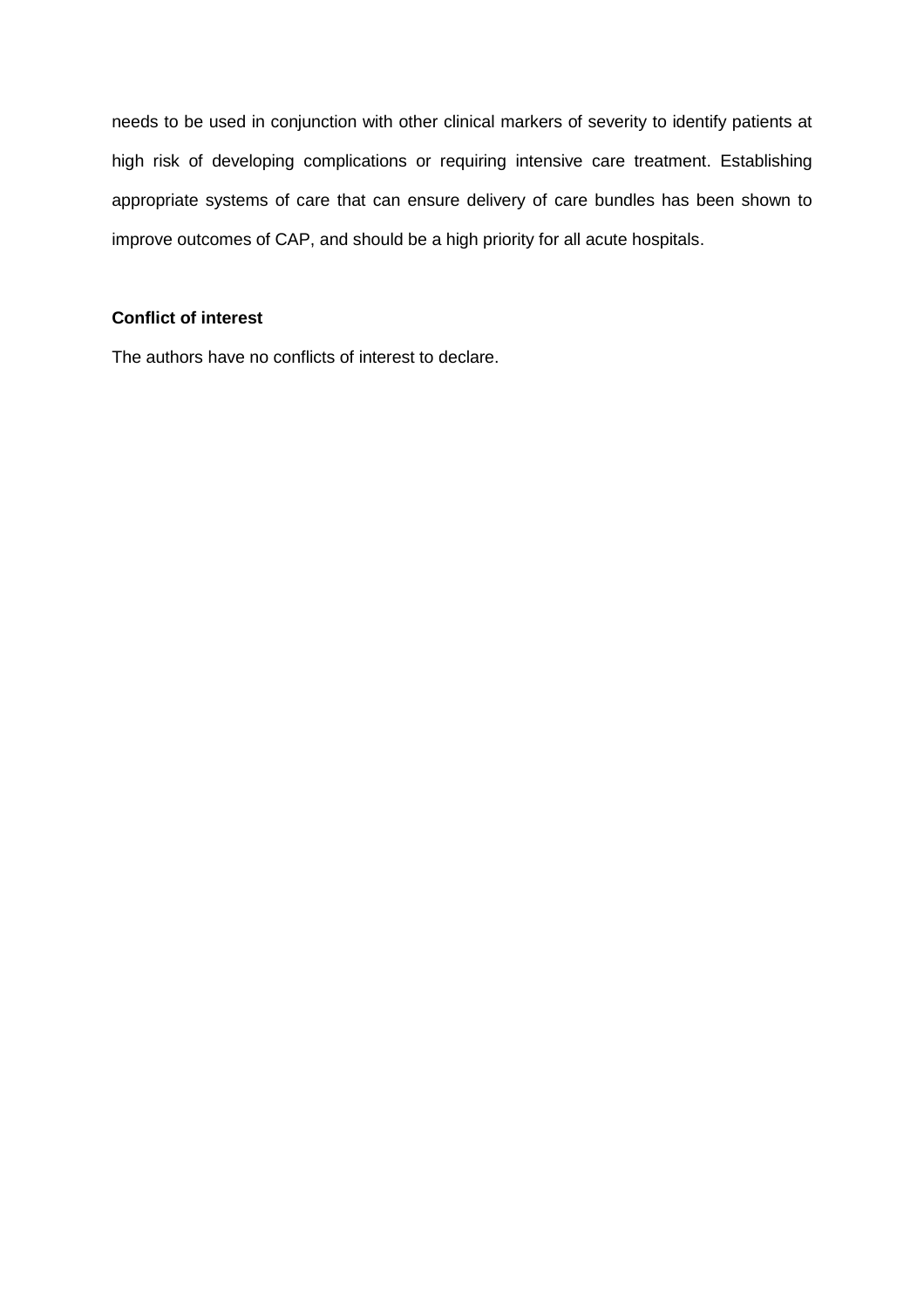needs to be used in conjunction with other clinical markers of severity to identify patients at high risk of developing complications or requiring intensive care treatment. Establishing appropriate systems of care that can ensure delivery of care bundles has been shown to improve outcomes of CAP, and should be a high priority for all acute hospitals.

**Conflict of interest**

The authors have no conflicts of interest to declare.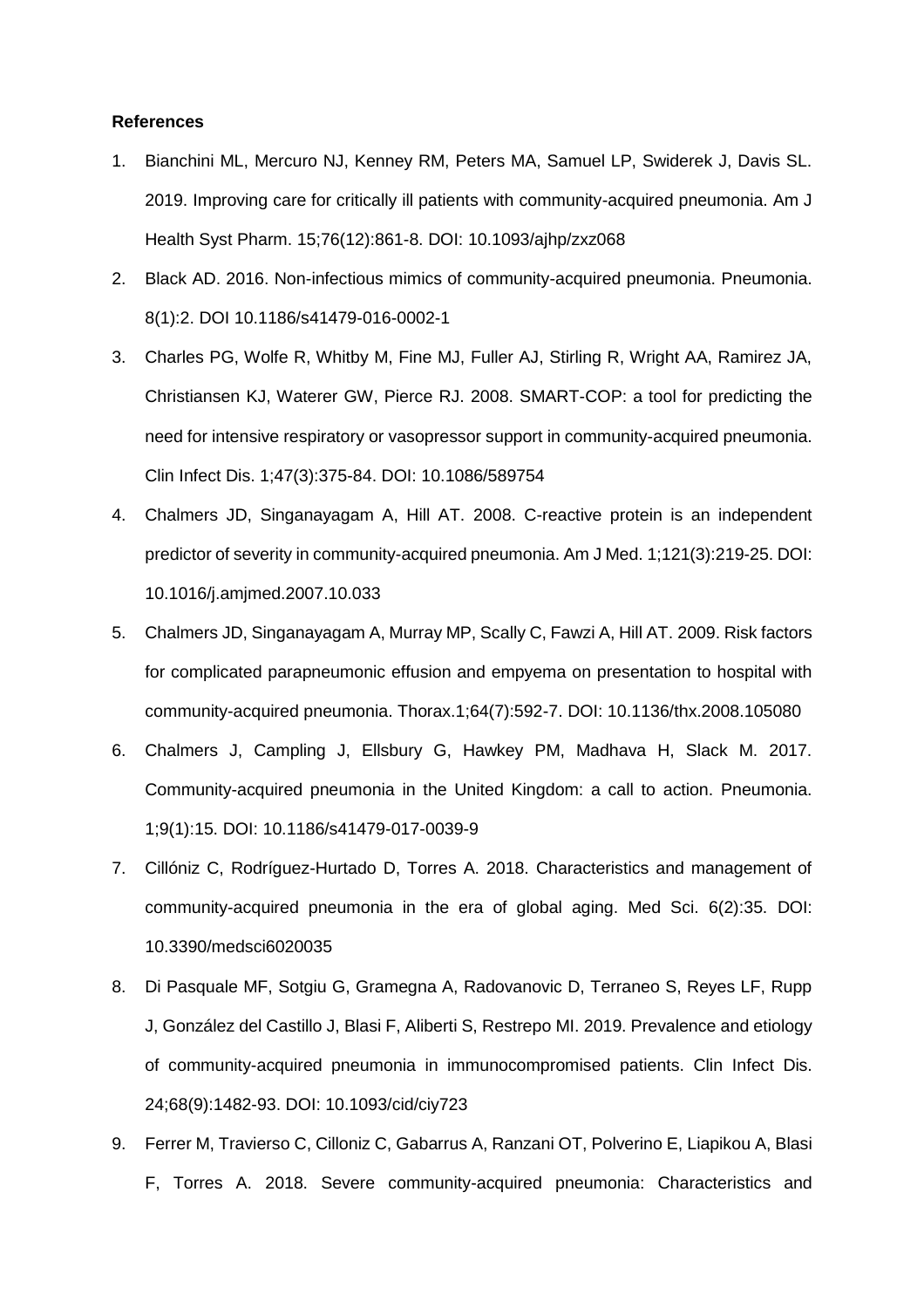**References**

1. Bianchini ML, Mercuro NJ, Kenney RM, Peters MA, Samuel LP, Swiderek J, Davis SL. 2019. Improving care for critically ill patients with community-acquired pneumonia. Am J Health Syst Pharm. 15;76(12):861-8. DOI: 10.1093/ajhp/zxz068
2. Black AD. 2016. Non-infectious mimics of community-acquired pneumonia. Pneumonia. 8(1):2. DOI 10.1186/s41479-016-0002-1
3. Charles PG, Wolfe R, Whitby M, Fine MJ, Fuller AJ, Stirling R, Wright AA, Ramirez JA, Christiansen KJ, Waterer GW, Pierce RJ. 2008. SMART-COP: a tool for predicting the need for intensive respiratory or vasopressor support in community-acquired pneumonia. Clin Infect Dis. 1;47(3):375-84. DOI: 10.1086/589754
4. Chalmers JD, Singanayagam A, Hill AT. 2008. C-reactive protein is an independent predictor of severity in community-acquired pneumonia. Am J Med. 1;121(3):219-25. DOI: 10.1016/j.amjmed.2007.10.033
5. Chalmers JD, Singanayagam A, Murray MP, Scally C, Fawzi A, Hill AT. 2009. Risk factors for complicated parapneumonic effusion and empyema on presentation to hospital with community-acquired pneumonia. Thorax.1;64(7):592-7. DOI: 10.1136/thx.2008.105080
6. Chalmers J, Campling J, Ellsbury G, Hawkey PM, Madhava H, Slack M. 2017. Community-acquired pneumonia in the United Kingdom: a call to action. Pneumonia. 1;9(1):15. DOI: 10.1186/s41479-017-0039-9
7. Cillóniz C, Rodríguez-Hurtado D, Torres A. 2018. Characteristics and management of community-acquired pneumonia in the era of global aging. Med Sci. 6(2):35. DOI: 10.3390/medsci6020035
8. Di Pasquale MF, Sotgiu G, Gramegna A, Radovanovic D, Terraneo S, Reyes LF, Rupp J, González del Castillo J, Blasi F, Aliberti S, Restrepo MI. 2019. Prevalence and etiology of community-acquired pneumonia in immunocompromised patients. Clin Infect Dis. 24;68(9):1482-93. DOI: 10.1093/cid/ciy723
9. Ferrer M, Travierso C, Cilloniz C, Gabarrus A, Ranzani OT, Polverino E, Liapikou A, Blasi F, Torres A. 2018. Severe community-acquired pneumonia: Characteristics and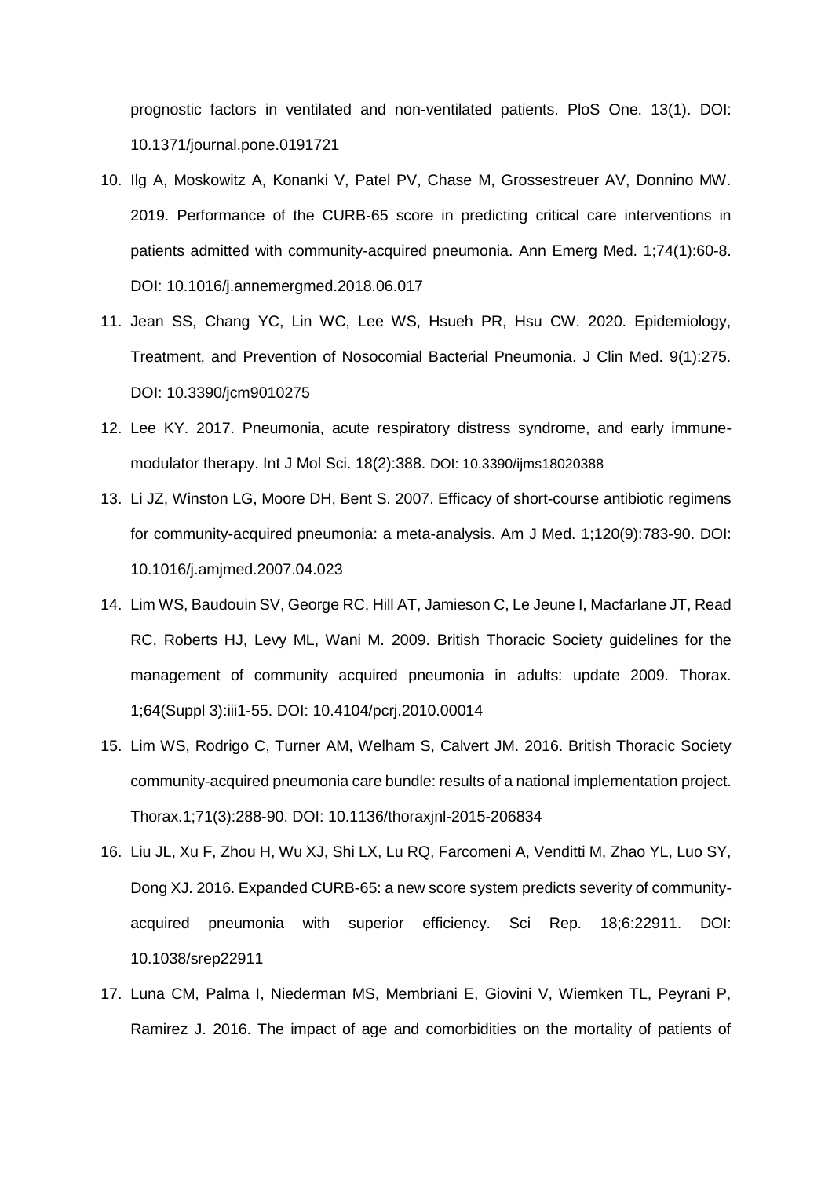prognostic factors in ventilated and non-ventilated patients. PloS One. 13(1). DOI: 10.1371/journal.pone.0191721

10. Ilg A, Moskowitz A, Konanki V, Patel PV, Chase M, Grossestreuer AV, Donnino MW. 2019. Performance of the CURB-65 score in predicting critical care interventions in patients admitted with community-acquired pneumonia. Ann Emerg Med. 1;74(1):60-8. DOI: 10.1016/j.annemergmed.2018.06.017
11. Jean SS, Chang YC, Lin WC, Lee WS, Hsueh PR, Hsu CW. 2020. Epidemiology, Treatment, and Prevention of Nosocomial Bacterial Pneumonia. J Clin Med. 9(1):275. DOI: 10.3390/jcm9010275
12. Lee KY. 2017. Pneumonia, acute respiratory distress syndrome, and early immune-modulator therapy. Int J Mol Sci. 18(2):388. DOI: 10.3390/ijms18020388
13. Li JZ, Winston LG, Moore DH, Bent S. 2007. Efficacy of short-course antibiotic regimens for community-acquired pneumonia: a meta-analysis. Am J Med. 1;120(9):783-90. DOI: 10.1016/j.amjmed.2007.04.023
14. Lim WS, Baudouin SV, George RC, Hill AT, Jamieson C, Le Jeune I, Macfarlane JT, Read RC, Roberts HJ, Levy ML, Wani M. 2009. British Thoracic Society guidelines for the management of community acquired pneumonia in adults: update 2009. Thorax. 1;64(Suppl 3):iii1-55. DOI: 10.4104/pcrj.2010.00014
15. Lim WS, Rodrigo C, Turner AM, Welham S, Calvert JM. 2016. British Thoracic Society community-acquired pneumonia care bundle: results of a national implementation project. Thorax.1;71(3):288-90. DOI: 10.1136/thoraxjnl-2015-206834
16. Liu JL, Xu F, Zhou H, Wu XJ, Shi LX, Lu RQ, Farcomeni A, Venditti M, Zhao YL, Luo SY, Dong XJ. 2016. Expanded CURB-65: a new score system predicts severity of community-acquired pneumonia with superior efficiency. Sci Rep. 18;6:22911. DOI: 10.1038/srep22911
17. Luna CM, Palma I, Niederman MS, Membriani E, Giovini V, Wiemken TL, Peyrani P, Ramirez J. 2016. The impact of age and comorbidities on the mortality of patients of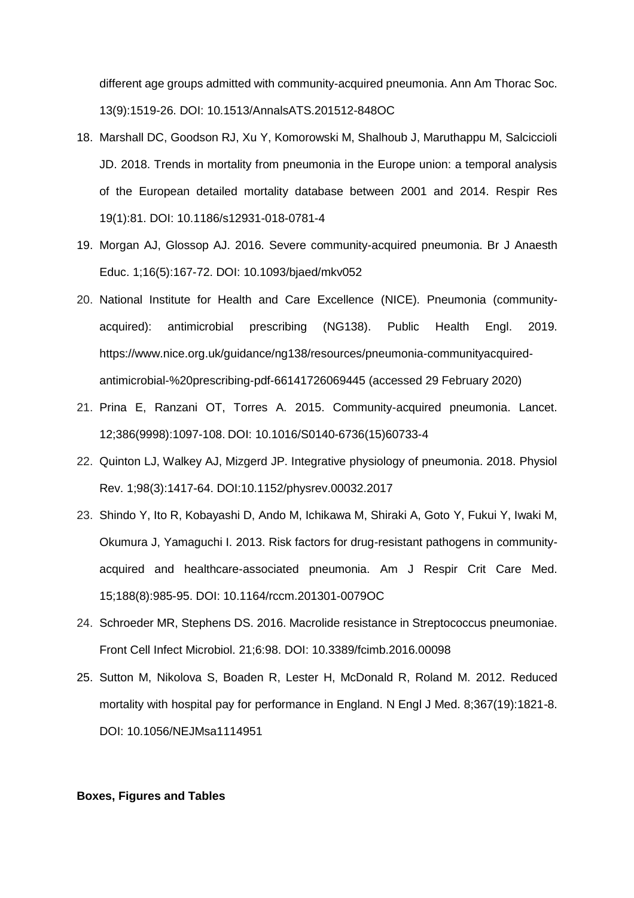different age groups admitted with community-acquired pneumonia. Ann Am Thorac Soc. 13(9):1519-26. DOI: 10.1513/AnnalsATS.201512-848OC

18. Marshall DC, Goodson RJ, Xu Y, Komorowski M, Shalhoub J, Maruthappu M, Salciccioli JD. 2018. Trends in mortality from pneumonia in the Europe union: a temporal analysis of the European detailed mortality database between 2001 and 2014. Respir Res 19(1):81. DOI: 10.1186/s12931-018-0781-4
19. Morgan AJ, Glossop AJ. 2016. Severe community-acquired pneumonia. Br J Anaesth Educ. 1;16(5):167-72. DOI: 10.1093/bjaed/mkv052
20. National Institute for Health and Care Excellence (NICE). Pneumonia (community-acquired): antimicrobial prescribing (NG138). Public Health Engl. 2019. https://www.nice.org.uk/guidance/ng138/resources/pneumonia-communityacquired-antimicrobial-%20prescribing-pdf-66141726069445 (accessed 29 February 2020)
21. Prina E, Ranzani OT, Torres A. 2015. Community-acquired pneumonia. Lancet. 12;386(9998):1097-108. DOI: 10.1016/S0140-6736(15)60733-4
22. Quinton LJ, Walkey AJ, Mizgerd JP. Integrative physiology of pneumonia. 2018. Physiol Rev. 1;98(3):1417-64. DOI:10.1152/physrev.00032.2017
23. Shindo Y, Ito R, Kobayashi D, Ando M, Ichikawa M, Shiraki A, Goto Y, Fukui Y, Iwaki M, Okumura J, Yamaguchi I. 2013. Risk factors for drug-resistant pathogens in community-acquired and healthcare-associated pneumonia. Am J Respir Crit Care Med. 15;188(8):985-95. DOI: 10.1164/rccm.201301-0079OC
24. Schroeder MR, Stephens DS. 2016. Macrolide resistance in Streptococcus pneumoniae. Front Cell Infect Microbiol. 21;6:98. DOI: 10.3389/fcimb.2016.00098
25. Sutton M, Nikolova S, Boaden R, Lester H, McDonald R, Roland M. 2012. Reduced mortality with hospital pay for performance in England. N Engl J Med. 8;367(19):1821-8. DOI: 10.1056/NEJMsa1114951

**Boxes, Figures and Tables**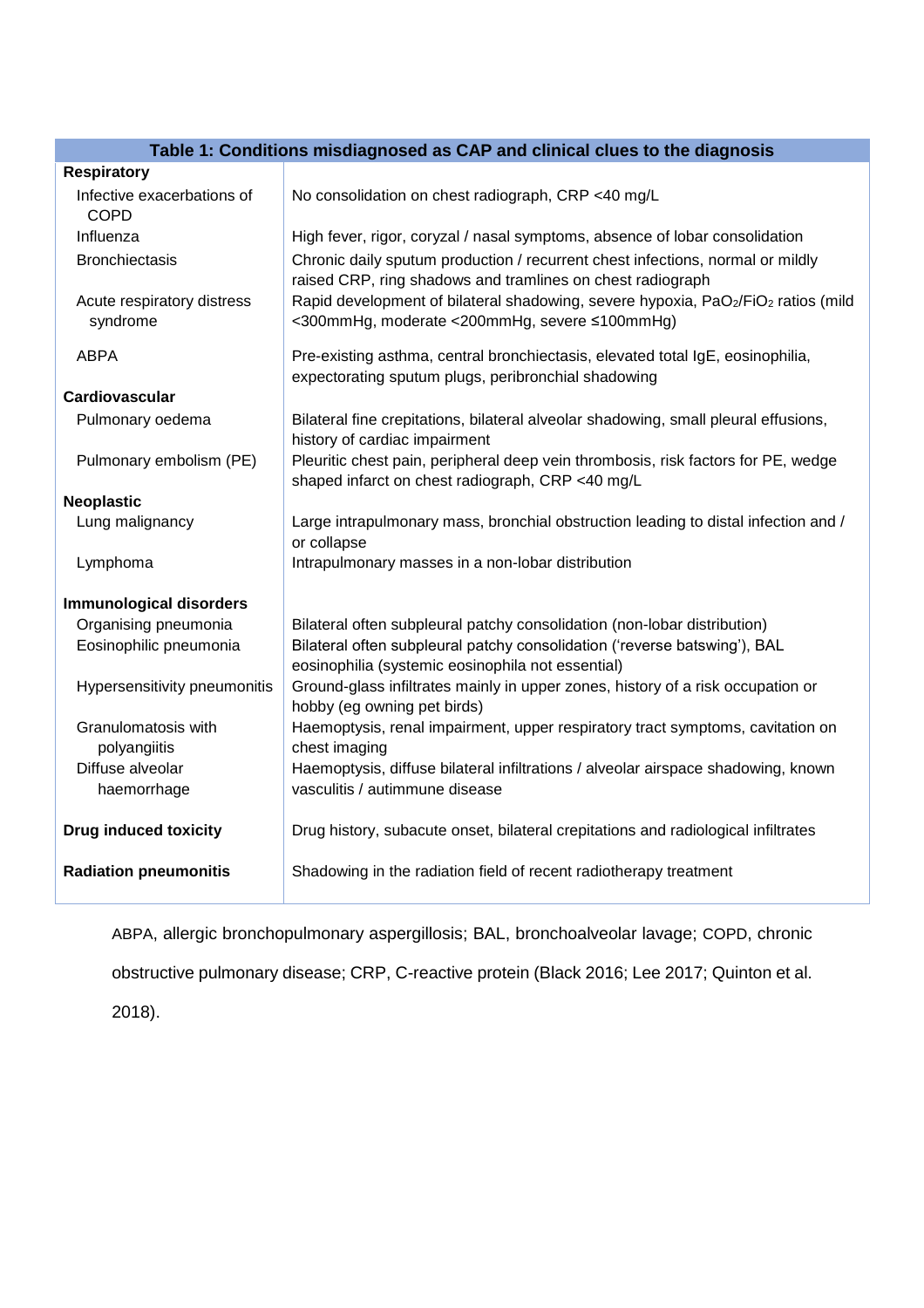**Table 1: Conditions misdiagnosed as CAP and clinical clues to the diagnosis**

| Condition | Clinical clues |
|---|---|
| **Respiratory** | |
| Infective exacerbations of COPD | No consolidation on chest radiograph, CRP <40 mg/L |
| Influenza | High fever, rigor, coryzal / nasal symptoms, absence of lobar consolidation |
| Bronchiectasis | Chronic daily sputum production / recurrent chest infections, normal or mildly raised CRP, ring shadows and tramlines on chest radiograph |
| Acute respiratory distress syndrome | Rapid development of bilateral shadowing, severe hypoxia, $PaO_2/FiO_2$ ratios (mild <300mmHg, moderate <200mmHg, severe ≤100mmHg) |
| ABPA | Pre-existing asthma, central bronchiectasis, elevated total IgE, eosinophilia, expectorating sputum plugs, peribronchial shadowing |
| **Cardiovascular** | |
| Pulmonary oedema | Bilateral fine crepitations, bilateral alveolar shadowing, small pleural effusions, history of cardiac impairment |
| Pulmonary embolism (PE) | Pleuritic chest pain, peripheral deep vein thrombosis, risk factors for PE, wedge shaped infarct on chest radiograph, CRP <40 mg/L |
| **Neoplastic** | |
| Lung malignancy | Large intrapulmonary mass, bronchial obstruction leading to distal infection and / or collapse |
| Lymphoma | Intrapulmonary masses in a non-lobar distribution |
| **Immunological disorders** | |
| Organising pneumonia | Bilateral often subpleural patchy consolidation (non-lobar distribution) |
| Eosinophilic pneumonia | Bilateral often subpleural patchy consolidation ('reverse batswing'), BAL eosinophilia (systemic eosinopha not essential) |
| Hypersensitivity pneumonitis | Ground-glass infiltrates mainly in upper zones, history of a risk occupation or hobby (eg owning pet birds) |
| Granulomatosis with polyangiitis | Haemoptysis, renal impairment, upper respiratory tract symptoms, cavitation on chest imaging |
| Diffuse alveolar haemorrhage | Haemoptysis, diffuse bilateral infiltrations / alveolar airspace shadowing, known vasculitis / autimmune disease |
| **Drug induced toxicity** | Drug history, subacute onset, bilateral crepitations and radiological infiltrates |
| **Radiation pneumonitis** | Shadowing in the radiation field of recent radiotherapy treatment |

ABPA, allergic bronchopulmonary aspergillosis; BAL, bronchoalveolar lavage; COPD, chronic obstructive pulmonary disease; CRP, C-reactive protein (Black 2016; Lee 2017; Quinton et al. 2018).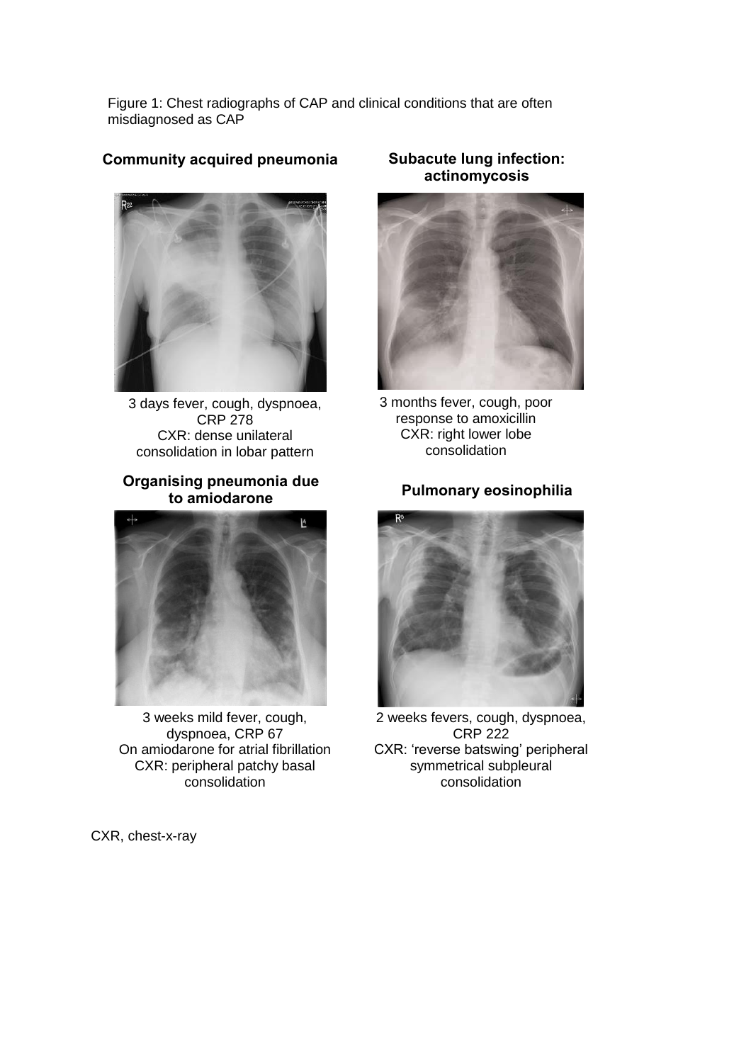Figure 1: Chest radiographs of CAP and clinical conditions that are often misdiagnosed as CAP

**Community acquired pneumonia**

3 days fever, cough, dyspnoea, CRP 278
CXR: dense unilateral consolidation in lobar pattern

**Subacute lung infection: actinomycosis**

3 months fever, cough, poor response to amoxicillin
CXR: right lower lobe consolidation

**Organising pneumonia due to amiodarone**

3 weeks mild fever, cough, dyspnoea, CRP 67
On amiodarone for atrial fibrillation
CXR: peripheral patchy basal consolidation

**Pulmonary eosinophilia**

2 weeks fevers, cough, dyspnoea, CRP 222
CXR: 'reverse batswing' peripheral symmetrical subpleural consolidation

CXR, chest-x-ray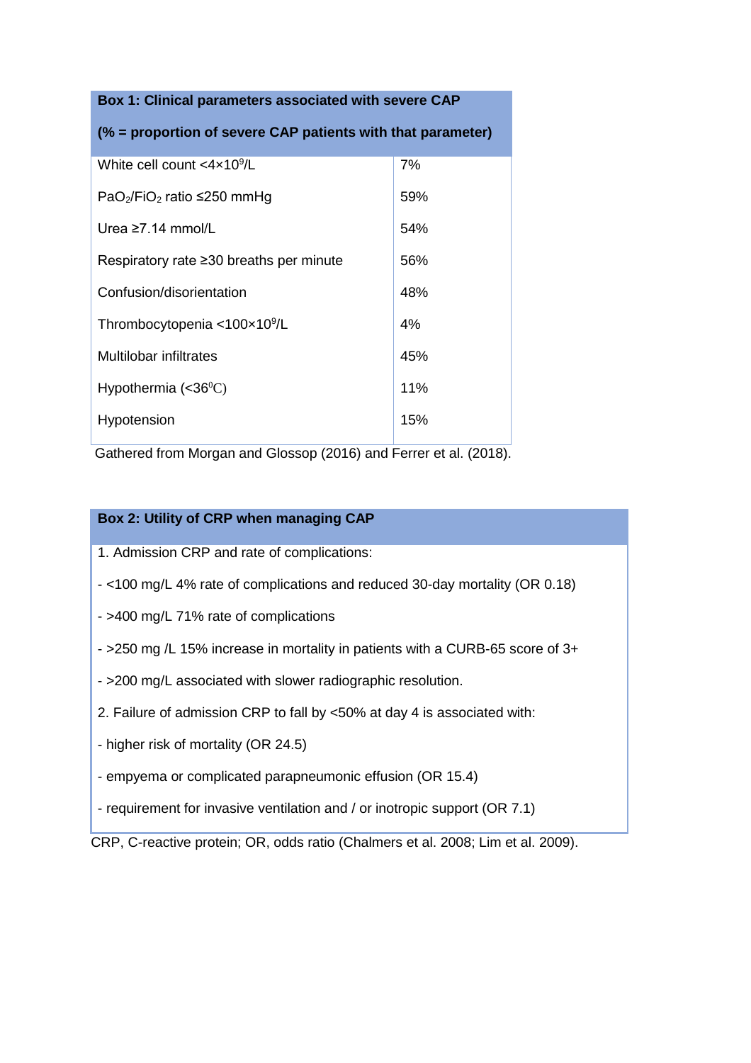| Box 1: Clinical parameters associated with severe CAP (% = proportion of severe CAP patients with that parameter) | |
|---|---|
| White cell count $<4\times10^9$/L | 7% |
| $PaO_2/FiO_2$ ratio ≤250 mmHg | 59% |
| Urea ≥7.14 mmol/L | 54% |
| Respiratory rate ≥30 breaths per minute | 56% |
| Confusion/disorientation | 48% |
| Thrombocytopenia $<100\times10^9$/L | 4% |
| Multilobar infiltrates | 45% |
| Hypothermia (<36⁰C) | 11% |
| Hypotension | 15% |

Gathered from Morgan and Glossop (2016) and Ferrer et al. (2018).

**Box 2: Utility of CRP when managing CAP**

1. Admission CRP and rate of complications:

- <100 mg/L 4% rate of complications and reduced 30-day mortality (OR 0.18)
- >400 mg/L 71% rate of complications
- >250 mg /L 15% increase in mortality in patients with a CURB-65 score of 3+
- >200 mg/L associated with slower radiographic resolution.

2. Failure of admission CRP to fall by <50% at day 4 is associated with:

- higher risk of mortality (OR 24.5)
- empyema or complicated parapneumonic effusion (OR 15.4)
- requirement for invasive ventilation and / or inotropic support (OR 7.1)

CRP, C-reactive protein; OR, odds ratio (Chalmers et al. 2008; Lim et al. 2009).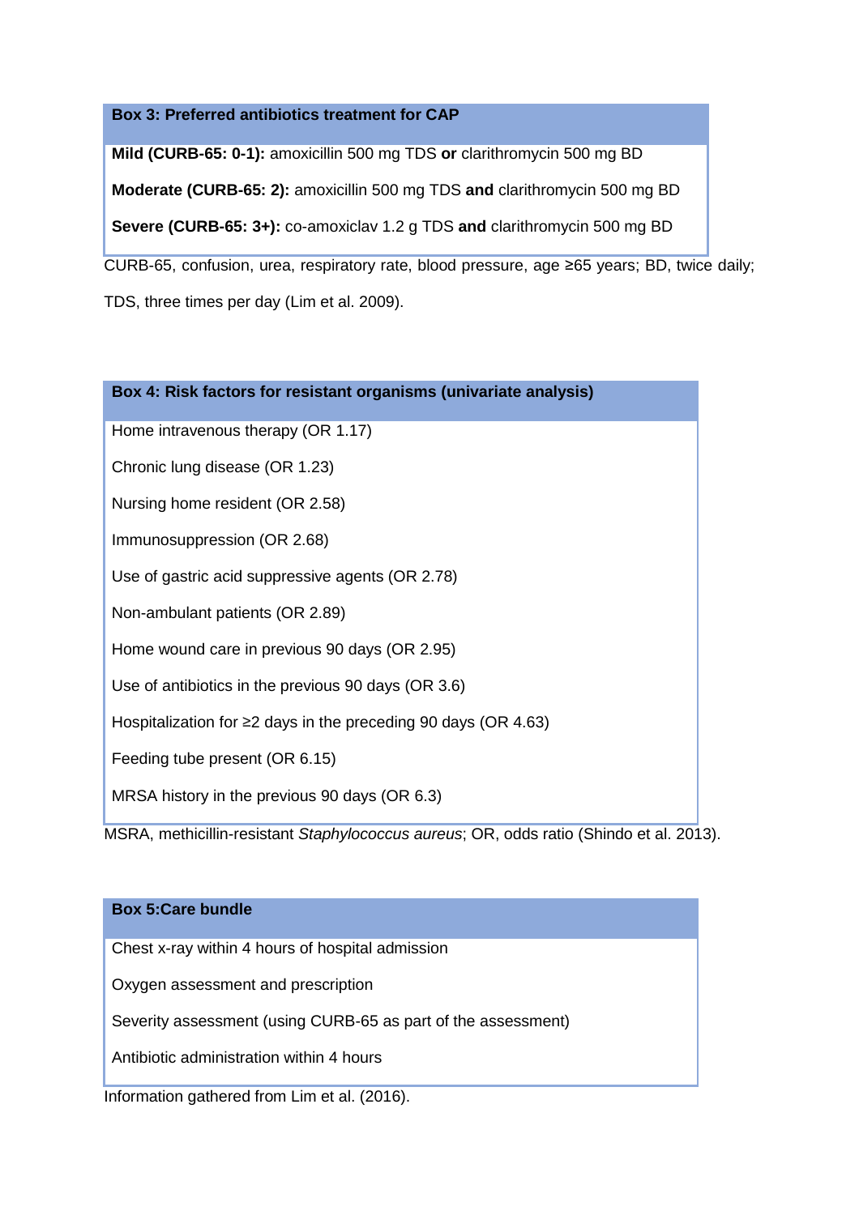| **Box 3: Preferred antibiotics treatment for CAP** |
| --- |
| **Mild (CURB-65: 0-1):** amoxicillin 500 mg TDS **or** clarithromycin 500 mg BD |
| **Moderate (CURB-65: 2):** amoxicillin 500 mg TDS **and** clarithromycin 500 mg BD |
| **Severe (CURB-65: 3+):** co-amoxiclav 1.2 g TDS **and** clarithromycin 500 mg BD |

CURB-65, confusion, urea, respiratory rate, blood pressure, age ≥65 years; BD, twice daily; TDS, three times per day (Lim et al. 2009).

| **Box 4: Risk factors for resistant organisms (univariate analysis)** |
| --- |
| Home intravenous therapy (OR 1.17) |
| Chronic lung disease (OR 1.23) |
| Nursing home resident (OR 2.58) |
| Immunosuppression (OR 2.68) |
| Use of gastric acid suppressive agents (OR 2.78) |
| Non-ambulant patients (OR 2.89) |
| Home wound care in previous 90 days (OR 2.95) |
| Use of antibiotics in the previous 90 days (OR 3.6) |
| Hospitalization for ≥2 days in the preceding 90 days (OR 4.63) |
| Feeding tube present (OR 6.15) |
| MRSA history in the previous 90 days (OR 6.3) |

MSRA, methicillin-resistant *Staphylococcus aureus*; OR, odds ratio (Shindo et al. 2013).

| **Box 5:Care bundle** |
| --- |
| Chest x-ray within 4 hours of hospital admission |
| Oxygen assessment and prescription |
| Severity assessment (using CURB-65 as part of the assessment) |
| Antibiotic administration within 4 hours |

Information gathered from Lim et al. (2016).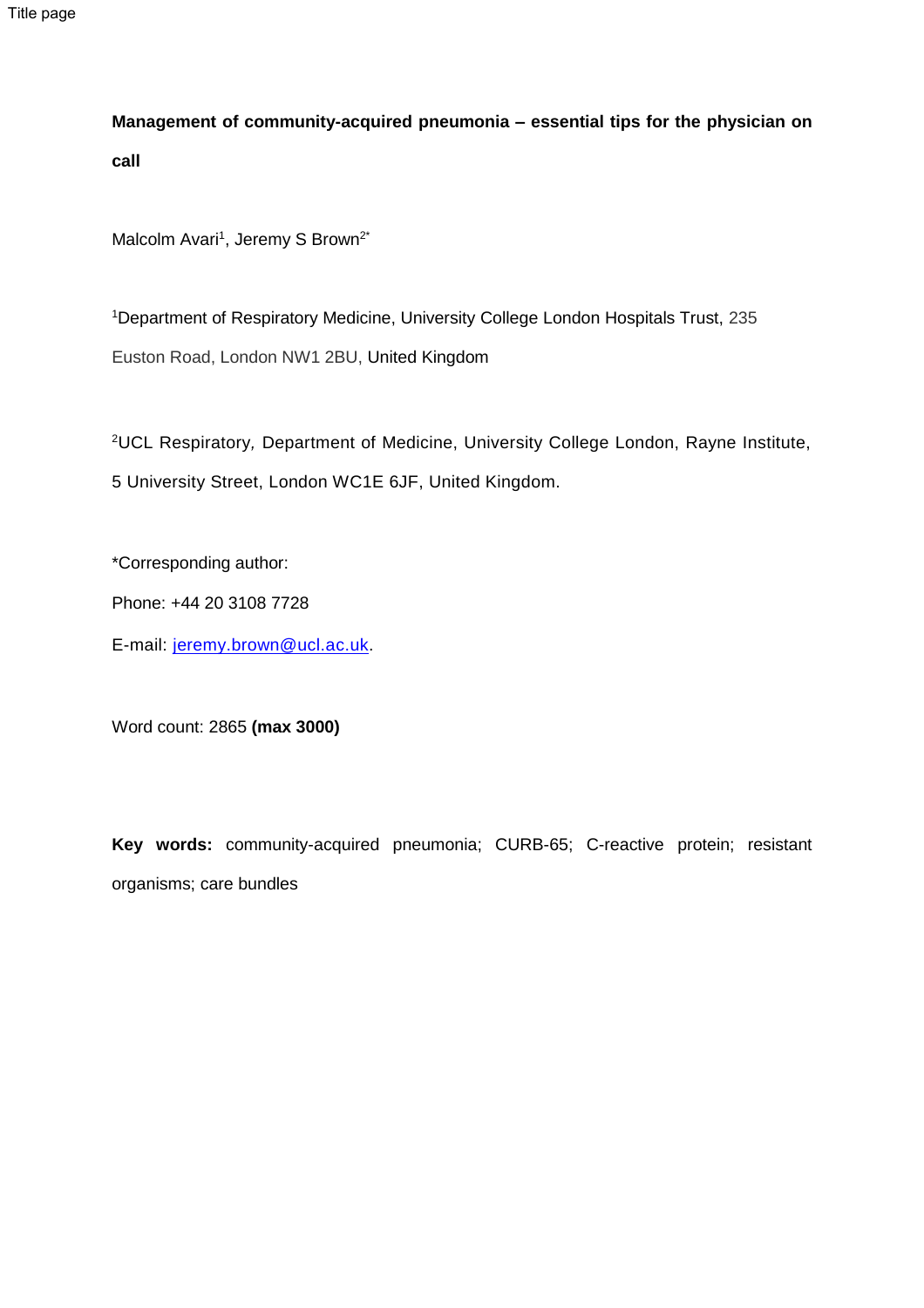Title page

**Management of community-acquired pneumonia – essential tips for the physician on call**

Malcolm Avari[1], Jeremy S Brown[2*]

[1]Department of Respiratory Medicine, University College London Hospitals Trust, 235 Euston Road, London NW1 2BU, United Kingdom

[2]UCL Respiratory, Department of Medicine, University College London, Rayne Institute, 5 University Street, London WC1E 6JF, United Kingdom.

*Corresponding author:

Phone: +44 20 3108 7728

E-mail: jeremy.brown@ucl.ac.uk.

Word count: 2865 **(max 3000)**

**Key words:** community-acquired pneumonia; CURB-65; C-reactive protein; resistant organisms; care bundles